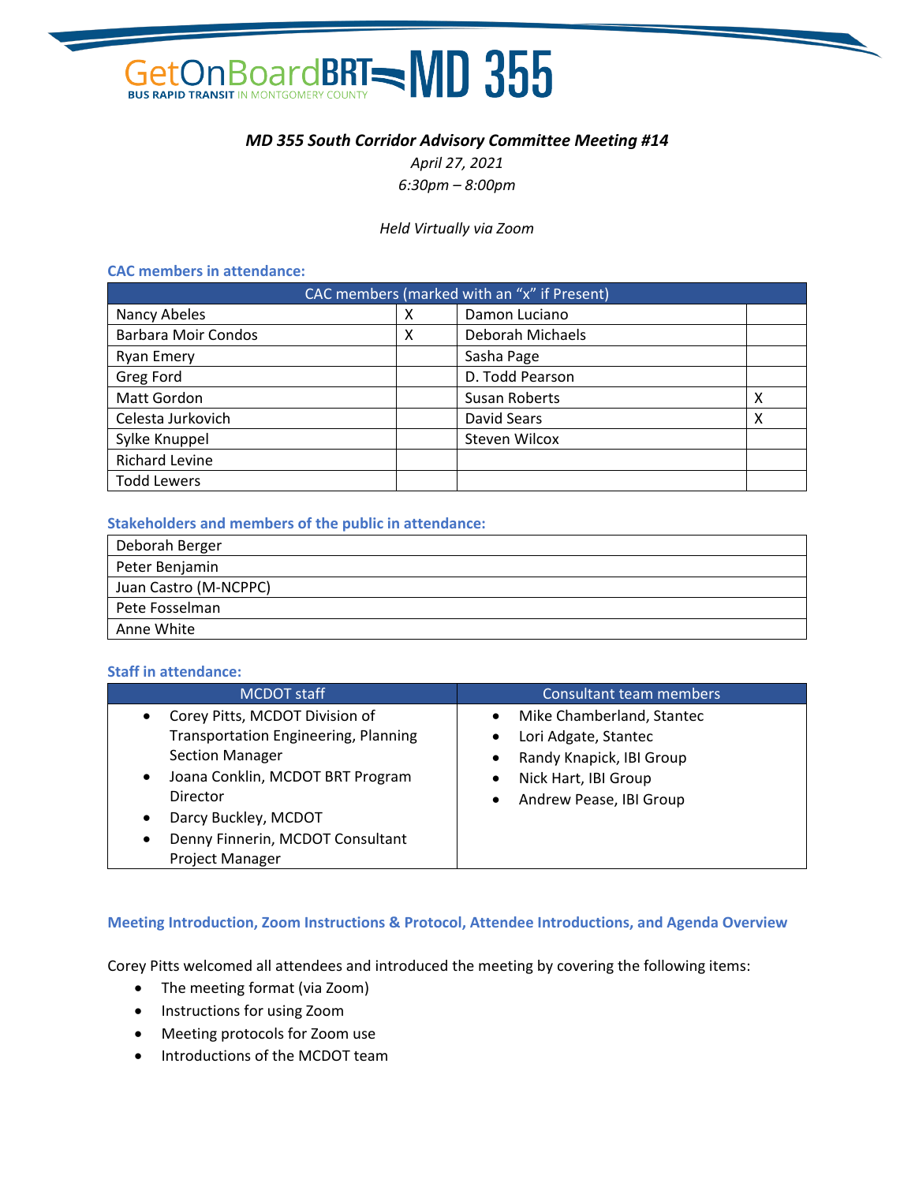GetOnBoardBRT MD 355

BUS RAPID TRANSIT IN MONTGOMERY COUNTY

# *MD 355 South Corridor Advisory Committee Meeting #14*

*April 27, 2021*

*6:30pm – 8:00pm*

*Held Virtually via Zoom*

### CAC members in attendance:

| CAC members (marked with an "x" if Present) | | | |
|---|---|---|---|
| Nancy Abeles | X | Damon Luciano | |
| Barbara Moir Condos | X | Deborah Michaels | |
| Ryan Emery | | Sasha Page | |
| Greg Ford | | D. Todd Pearson | |
| Matt Gordon | | Susan Roberts | X |
| Celesta Jurkovich | | David Sears | X |
| Sylke Knuppel | | Steven Wilcox | |
| Richard Levine | | | |
| Todd Lewers | | | |

### Stakeholders and members of the public in attendance:

| |
|---|
| Deborah Berger |
| Peter Benjamin |
| Juan Castro (M-NCPPC) |
| Pete Fosselman |
| Anne White |

### Staff in attendance:

| MCDOT staff | Consultant team members |
|---|---|
| • Corey Pitts, MCDOT Division of Transportation Engineering, Planning Section Manager<br>• Joana Conklin, MCDOT BRT Program Director<br>• Darcy Buckley, MCDOT<br>• Denny Finnerin, MCDOT Consultant Project Manager | • Mike Chamberland, Stantec<br>• Lori Adgate, Stantec<br>• Randy Knapick, IBI Group<br>• Nick Hart, IBI Group<br>• Andrew Pease, IBI Group |

### Meeting Introduction, Zoom Instructions & Protocol, Attendee Introductions, and Agenda Overview

Corey Pitts welcomed all attendees and introduced the meeting by covering the following items:

- The meeting format (via Zoom)
- Instructions for using Zoom
- Meeting protocols for Zoom use
- Introductions of the MCDOT team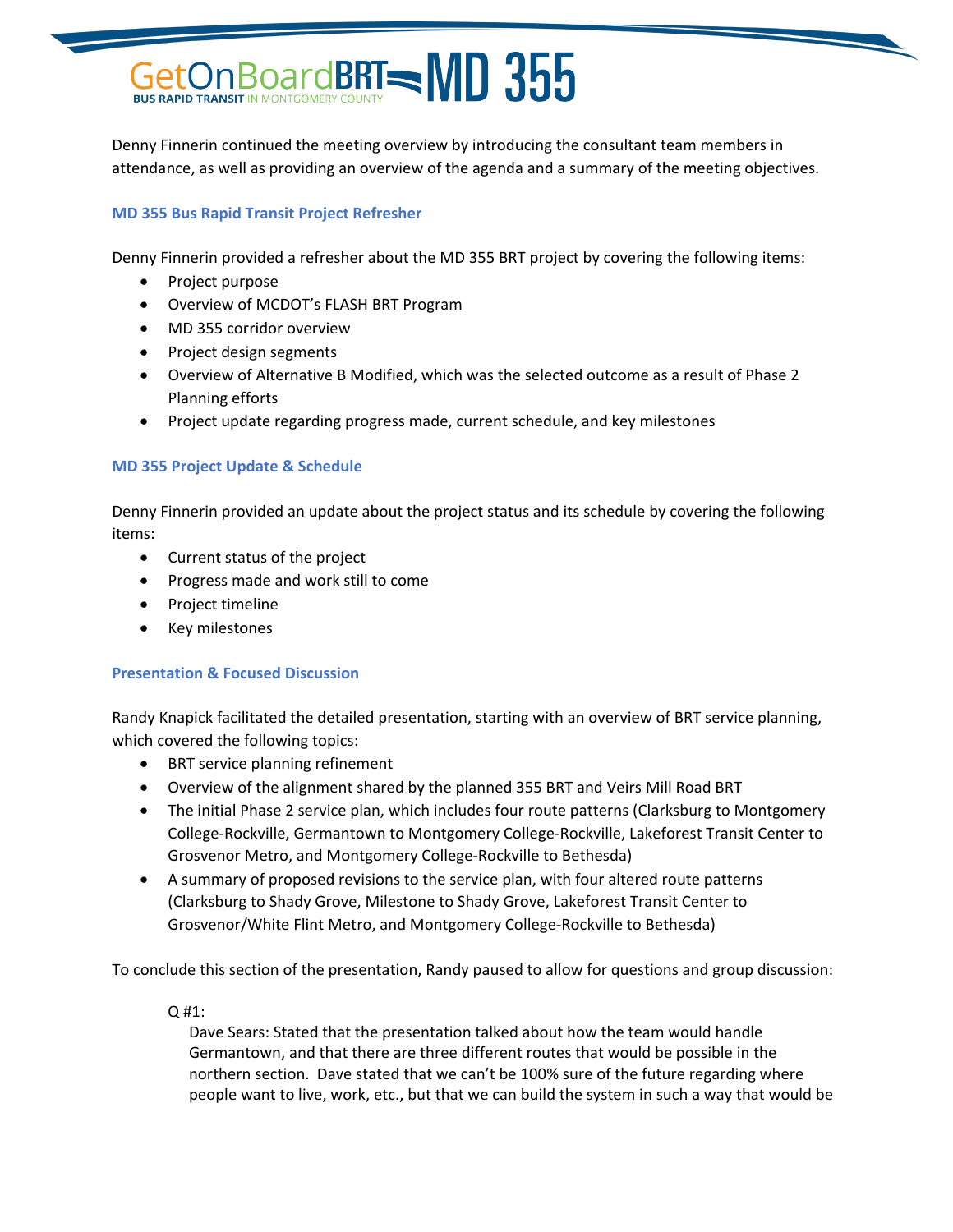Denny Finnerin continued the meeting overview by introducing the consultant team members in attendance, as well as providing an overview of the agenda and a summary of the meeting objectives.

### MD 355 Bus Rapid Transit Project Refresher

Denny Finnerin provided a refresher about the MD 355 BRT project by covering the following items:

- Project purpose
- Overview of MCDOT's FLASH BRT Program
- MD 355 corridor overview
- Project design segments
- Overview of Alternative B Modified, which was the selected outcome as a result of Phase 2 Planning efforts
- Project update regarding progress made, current schedule, and key milestones

### MD 355 Project Update & Schedule

Denny Finnerin provided an update about the project status and its schedule by covering the following items:

- Current status of the project
- Progress made and work still to come
- Project timeline
- Key milestones

### Presentation & Focused Discussion

Randy Knapick facilitated the detailed presentation, starting with an overview of BRT service planning, which covered the following topics:

- BRT service planning refinement
- Overview of the alignment shared by the planned 355 BRT and Veirs Mill Road BRT
- The initial Phase 2 service plan, which includes four route patterns (Clarksburg to Montgomery College-Rockville, Germantown to Montgomery College-Rockville, Lakeforest Transit Center to Grosvenor Metro, and Montgomery College-Rockville to Bethesda)
- A summary of proposed revisions to the service plan, with four altered route patterns (Clarksburg to Shady Grove, Milestone to Shady Grove, Lakeforest Transit Center to Grosvenor/White Flint Metro, and Montgomery College-Rockville to Bethesda)

To conclude this section of the presentation, Randy paused to allow for questions and group discussion:

Q #1:

Dave Sears: Stated that the presentation talked about how the team would handle Germantown, and that there are three different routes that would be possible in the northern section. Dave stated that we can't be 100% sure of the future regarding where people want to live, work, etc., but that we can build the system in such a way that would be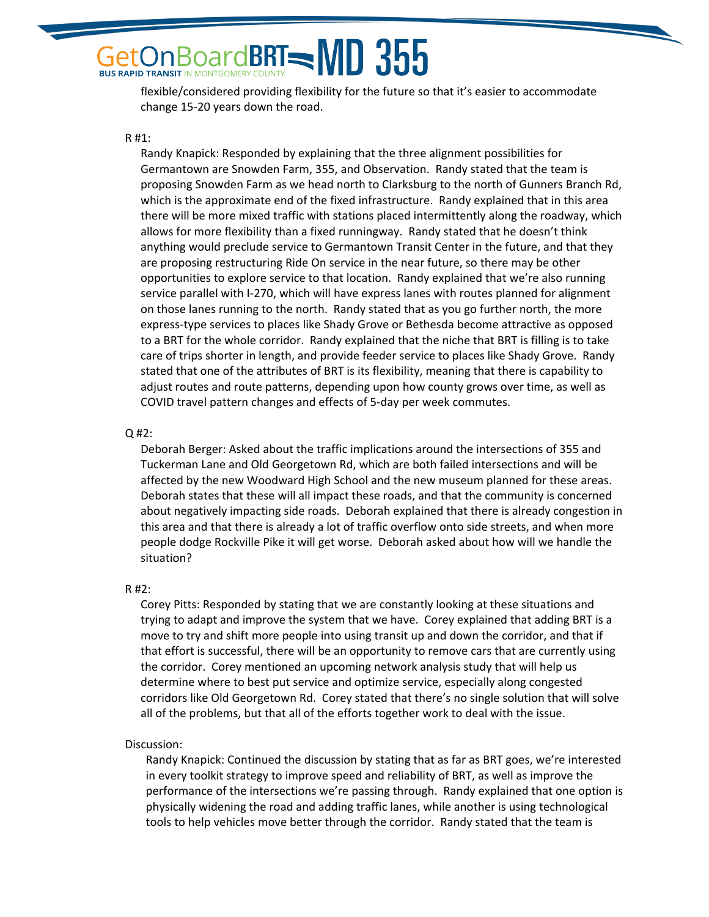flexible/considered providing flexibility for the future so that it's easier to accommodate change 15-20 years down the road.

R #1:

Randy Knapick: Responded by explaining that the three alignment possibilities for Germantown are Snowden Farm, 355, and Observation. Randy stated that the team is proposing Snowden Farm as we head north to Clarksburg to the north of Gunners Branch Rd, which is the approximate end of the fixed infrastructure. Randy explained that in this area there will be more mixed traffic with stations placed intermittently along the roadway, which allows for more flexibility than a fixed runningway. Randy stated that he doesn't think anything would preclude service to Germantown Transit Center in the future, and that they are proposing restructuring Ride On service in the near future, so there may be other opportunities to explore service to that location. Randy explained that we're also running service parallel with I-270, which will have express lanes with routes planned for alignment on those lanes running to the north. Randy stated that as you go further north, the more express-type services to places like Shady Grove or Bethesda become attractive as opposed to a BRT for the whole corridor. Randy explained that the niche that BRT is filling is to take care of trips shorter in length, and provide feeder service to places like Shady Grove. Randy stated that one of the attributes of BRT is its flexibility, meaning that there is capability to adjust routes and route patterns, depending upon how county grows over time, as well as COVID travel pattern changes and effects of 5-day per week commutes.

Q #2:

Deborah Berger: Asked about the traffic implications around the intersections of 355 and Tuckerman Lane and Old Georgetown Rd, which are both failed intersections and will be affected by the new Woodward High School and the new museum planned for these areas. Deborah states that these will all impact these roads, and that the community is concerned about negatively impacting side roads. Deborah explained that there is already congestion in this area and that there is already a lot of traffic overflow onto side streets, and when more people dodge Rockville Pike it will get worse. Deborah asked about how will we handle the situation?

R #2:

Corey Pitts: Responded by stating that we are constantly looking at these situations and trying to adapt and improve the system that we have. Corey explained that adding BRT is a move to try and shift more people into using transit up and down the corridor, and that if that effort is successful, there will be an opportunity to remove cars that are currently using the corridor. Corey mentioned an upcoming network analysis study that will help us determine where to best put service and optimize service, especially along congested corridors like Old Georgetown Rd. Corey stated that there's no single solution that will solve all of the problems, but that all of the efforts together work to deal with the issue.

Discussion:

Randy Knapick: Continued the discussion by stating that as far as BRT goes, we're interested in every toolkit strategy to improve speed and reliability of BRT, as well as improve the performance of the intersections we're passing through. Randy explained that one option is physically widening the road and adding traffic lanes, while another is using technological tools to help vehicles move better through the corridor. Randy stated that the team is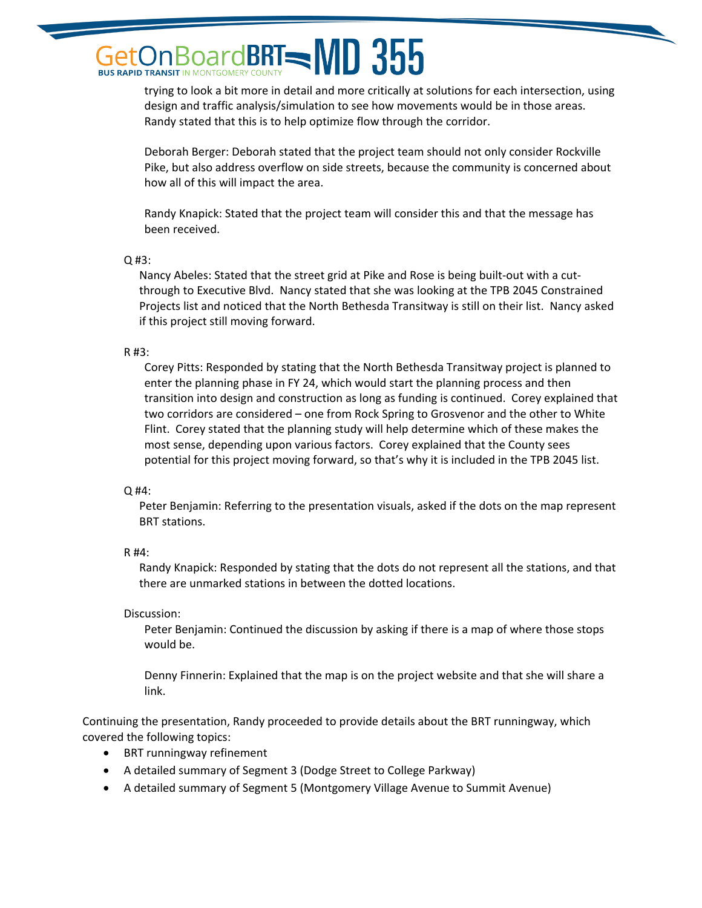trying to look a bit more in detail and more critically at solutions for each intersection, using design and traffic analysis/simulation to see how movements would be in those areas. Randy stated that this is to help optimize flow through the corridor.

Deborah Berger: Deborah stated that the project team should not only consider Rockville Pike, but also address overflow on side streets, because the community is concerned about how all of this will impact the area.

Randy Knapick: Stated that the project team will consider this and that the message has been received.

Q #3:

Nancy Abeles: Stated that the street grid at Pike and Rose is being built-out with a cut-through to Executive Blvd. Nancy stated that she was looking at the TPB 2045 Constrained Projects list and noticed that the North Bethesda Transitway is still on their list. Nancy asked if this project still moving forward.

R #3:

Corey Pitts: Responded by stating that the North Bethesda Transitway project is planned to enter the planning phase in FY 24, which would start the planning process and then transition into design and construction as long as funding is continued. Corey explained that two corridors are considered – one from Rock Spring to Grosvenor and the other to White Flint. Corey stated that the planning study will help determine which of these makes the most sense, depending upon various factors. Corey explained that the County sees potential for this project moving forward, so that's why it is included in the TPB 2045 list.

Q #4:

Peter Benjamin: Referring to the presentation visuals, asked if the dots on the map represent BRT stations.

R #4:

Randy Knapick: Responded by stating that the dots do not represent all the stations, and that there are unmarked stations in between the dotted locations.

Discussion:

Peter Benjamin: Continued the discussion by asking if there is a map of where those stops would be.

Denny Finnerin: Explained that the map is on the project website and that she will share a link.

Continuing the presentation, Randy proceeded to provide details about the BRT runningway, which covered the following topics:

- BRT runningway refinement
- A detailed summary of Segment 3 (Dodge Street to College Parkway)
- A detailed summary of Segment 5 (Montgomery Village Avenue to Summit Avenue)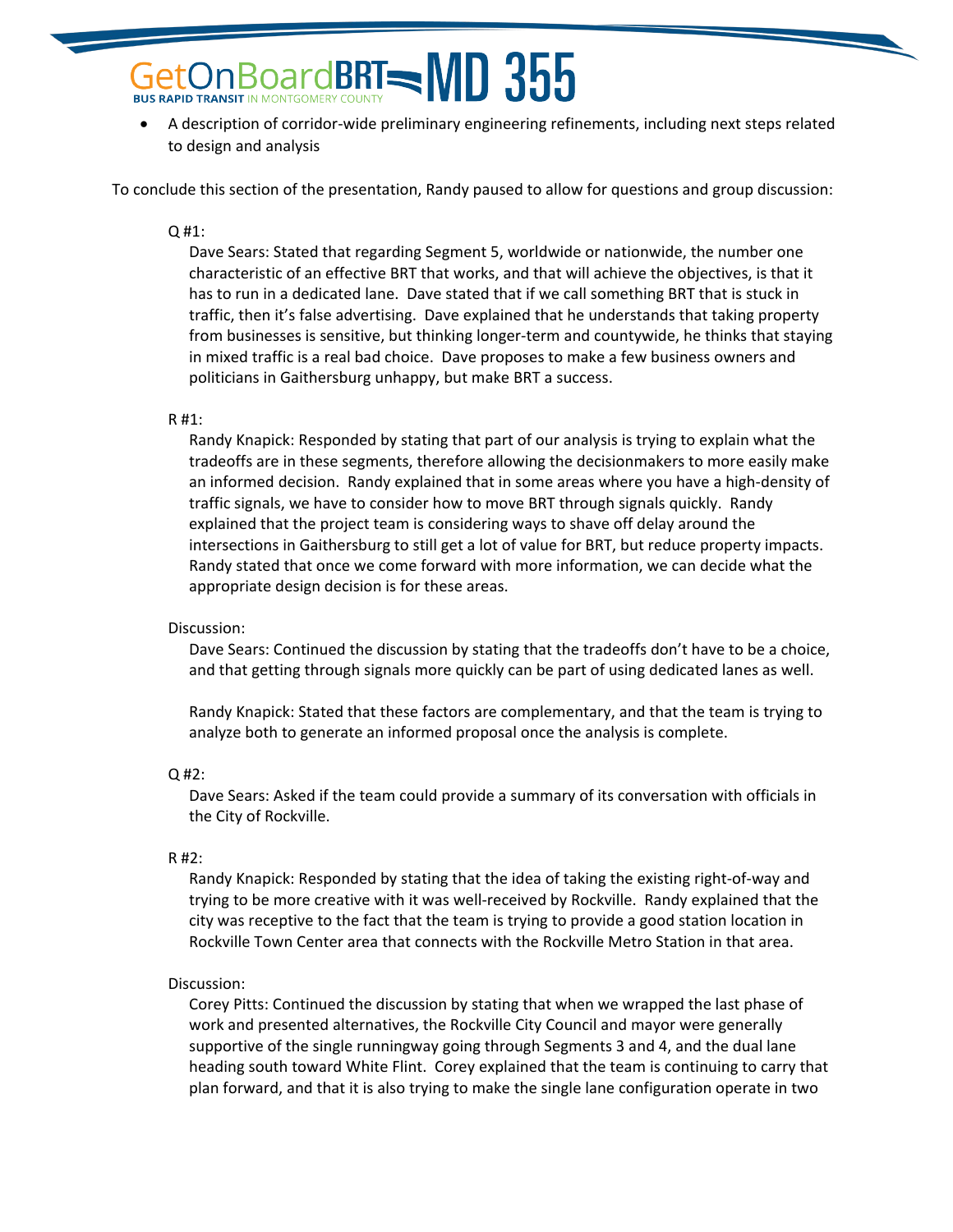- A description of corridor-wide preliminary engineering refinements, including next steps related to design and analysis

To conclude this section of the presentation, Randy paused to allow for questions and group discussion:

Q #1:
Dave Sears: Stated that regarding Segment 5, worldwide or nationwide, the number one characteristic of an effective BRT that works, and that will achieve the objectives, is that it has to run in a dedicated lane. Dave stated that if we call something BRT that is stuck in traffic, then it's false advertising. Dave explained that he understands that taking property from businesses is sensitive, but thinking longer-term and countywide, he thinks that staying in mixed traffic is a real bad choice. Dave proposes to make a few business owners and politicians in Gaithersburg unhappy, but make BRT a success.

R #1:
Randy Knapick: Responded by stating that part of our analysis is trying to explain what the tradeoffs are in these segments, therefore allowing the decisionmakers to more easily make an informed decision. Randy explained that in some areas where you have a high-density of traffic signals, we have to consider how to move BRT through signals quickly. Randy explained that the project team is considering ways to shave off delay around the intersections in Gaithersburg to still get a lot of value for BRT, but reduce property impacts. Randy stated that once we come forward with more information, we can decide what the appropriate design decision is for these areas.

Discussion:
Dave Sears: Continued the discussion by stating that the tradeoffs don't have to be a choice, and that getting through signals more quickly can be part of using dedicated lanes as well.

Randy Knapick: Stated that these factors are complementary, and that the team is trying to analyze both to generate an informed proposal once the analysis is complete.

Q #2:
Dave Sears: Asked if the team could provide a summary of its conversation with officials in the City of Rockville.

R #2:
Randy Knapick: Responded by stating that the idea of taking the existing right-of-way and trying to be more creative with it was well-received by Rockville. Randy explained that the city was receptive to the fact that the team is trying to provide a good station location in Rockville Town Center area that connects with the Rockville Metro Station in that area.

Discussion:
Corey Pitts: Continued the discussion by stating that when we wrapped the last phase of work and presented alternatives, the Rockville City Council and mayor were generally supportive of the single runningway going through Segments 3 and 4, and the dual lane heading south toward White Flint. Corey explained that the team is continuing to carry that plan forward, and that it is also trying to make the single lane configuration operate in two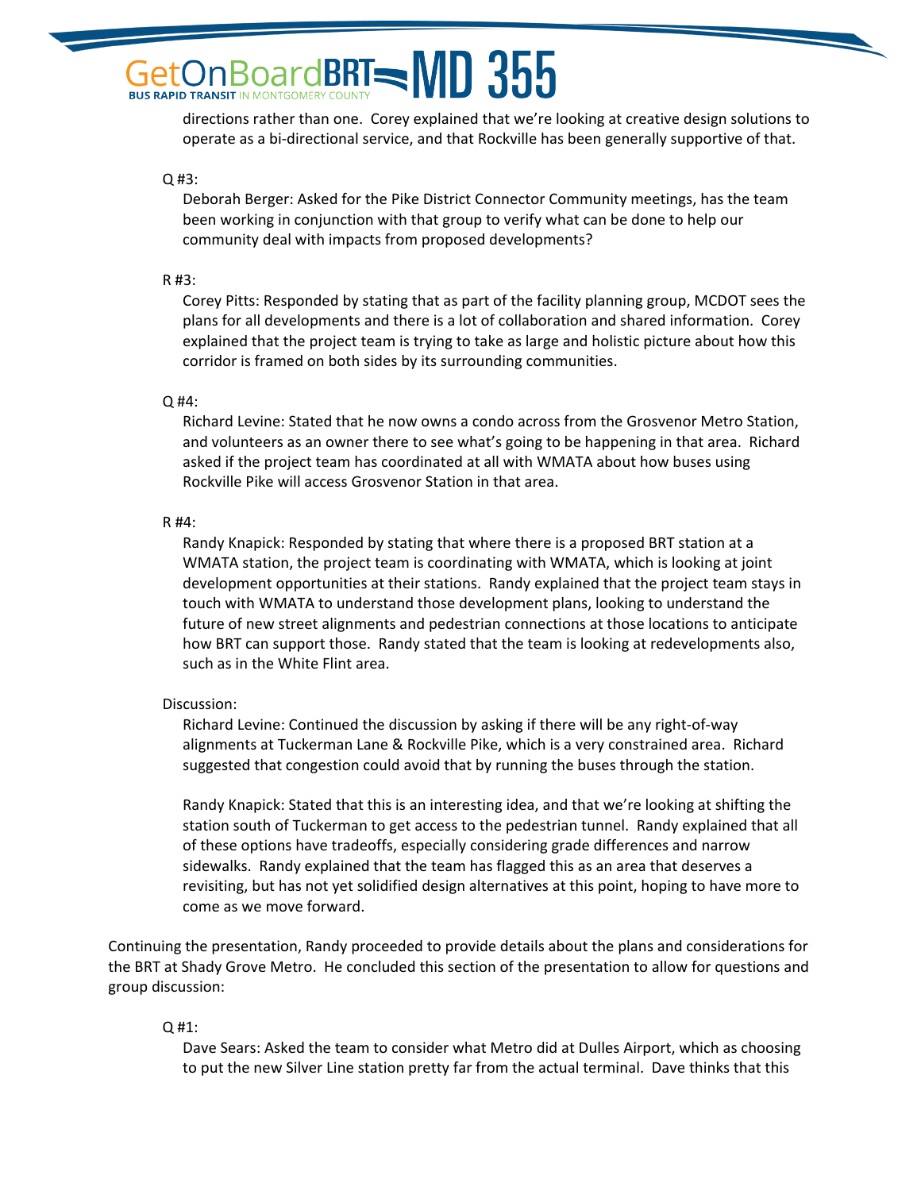directions rather than one. Corey explained that we're looking at creative design solutions to operate as a bi-directional service, and that Rockville has been generally supportive of that.

Q #3:

Deborah Berger: Asked for the Pike District Connector Community meetings, has the team been working in conjunction with that group to verify what can be done to help our community deal with impacts from proposed developments?

R #3:

Corey Pitts: Responded by stating that as part of the facility planning group, MCDOT sees the plans for all developments and there is a lot of collaboration and shared information. Corey explained that the project team is trying to take as large and holistic picture about how this corridor is framed on both sides by its surrounding communities.

Q #4:

Richard Levine: Stated that he now owns a condo across from the Grosvenor Metro Station, and volunteers as an owner there to see what's going to be happening in that area. Richard asked if the project team has coordinated at all with WMATA about how buses using Rockville Pike will access Grosvenor Station in that area.

R #4:

Randy Knapick: Responded by stating that where there is a proposed BRT station at a WMATA station, the project team is coordinating with WMATA, which is looking at joint development opportunities at their stations. Randy explained that the project team stays in touch with WMATA to understand those development plans, looking to understand the future of new street alignments and pedestrian connections at those locations to anticipate how BRT can support those. Randy stated that the team is looking at redevelopments also, such as in the White Flint area.

Discussion:

Richard Levine: Continued the discussion by asking if there will be any right-of-way alignments at Tuckerman Lane & Rockville Pike, which is a very constrained area. Richard suggested that congestion could avoid that by running the buses through the station.

Randy Knapick: Stated that this is an interesting idea, and that we're looking at shifting the station south of Tuckerman to get access to the pedestrian tunnel. Randy explained that all of these options have tradeoffs, especially considering grade differences and narrow sidewalks. Randy explained that the team has flagged this as an area that deserves a revisiting, but has not yet solidified design alternatives at this point, hoping to have more to come as we move forward.

Continuing the presentation, Randy proceeded to provide details about the plans and considerations for the BRT at Shady Grove Metro. He concluded this section of the presentation to allow for questions and group discussion:

Q #1:

Dave Sears: Asked the team to consider what Metro did at Dulles Airport, which as choosing to put the new Silver Line station pretty far from the actual terminal. Dave thinks that this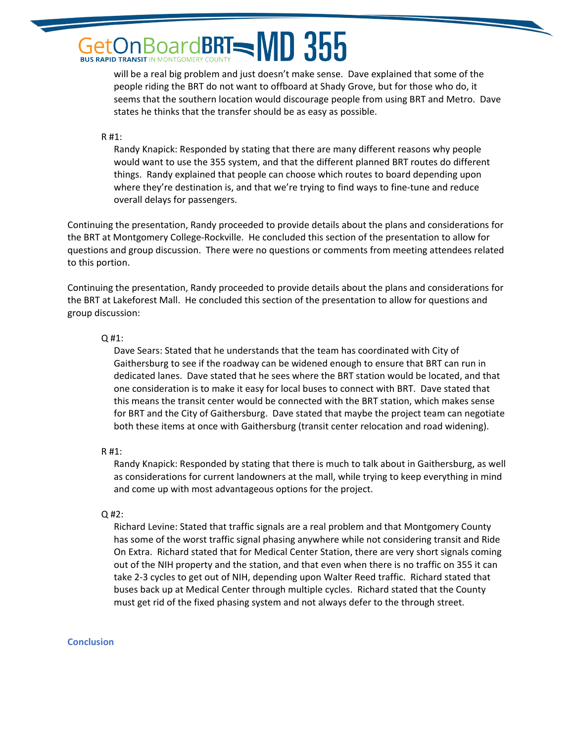will be a real big problem and just doesn't make sense. Dave explained that some of the people riding the BRT do not want to offboard at Shady Grove, but for those who do, it seems that the southern location would discourage people from using BRT and Metro. Dave states he thinks that the transfer should be as easy as possible.

R #1:

Randy Knapick: Responded by stating that there are many different reasons why people would want to use the 355 system, and that the different planned BRT routes do different things. Randy explained that people can choose which routes to board depending upon where they're destination is, and that we're trying to find ways to fine-tune and reduce overall delays for passengers.

Continuing the presentation, Randy proceeded to provide details about the plans and considerations for the BRT at Montgomery College-Rockville. He concluded this section of the presentation to allow for questions and group discussion. There were no questions or comments from meeting attendees related to this portion.

Continuing the presentation, Randy proceeded to provide details about the plans and considerations for the BRT at Lakeforest Mall. He concluded this section of the presentation to allow for questions and group discussion:

Q #1:

Dave Sears: Stated that he understands that the team has coordinated with City of Gaithersburg to see if the roadway can be widened enough to ensure that BRT can run in dedicated lanes. Dave stated that he sees where the BRT station would be located, and that one consideration is to make it easy for local buses to connect with BRT. Dave stated that this means the transit center would be connected with the BRT station, which makes sense for BRT and the City of Gaithersburg. Dave stated that maybe the project team can negotiate both these items at once with Gaithersburg (transit center relocation and road widening).

R #1:

Randy Knapick: Responded by stating that there is much to talk about in Gaithersburg, as well as considerations for current landowners at the mall, while trying to keep everything in mind and come up with most advantageous options for the project.

Q #2:

Richard Levine: Stated that traffic signals are a real problem and that Montgomery County has some of the worst traffic signal phasing anywhere while not considering transit and Ride On Extra. Richard stated that for Medical Center Station, there are very short signals coming out of the NIH property and the station, and that even when there is no traffic on 355 it can take 2-3 cycles to get out of NIH, depending upon Walter Reed traffic. Richard stated that buses back up at Medical Center through multiple cycles. Richard stated that the County must get rid of the fixed phasing system and not always defer to the through street.

## Conclusion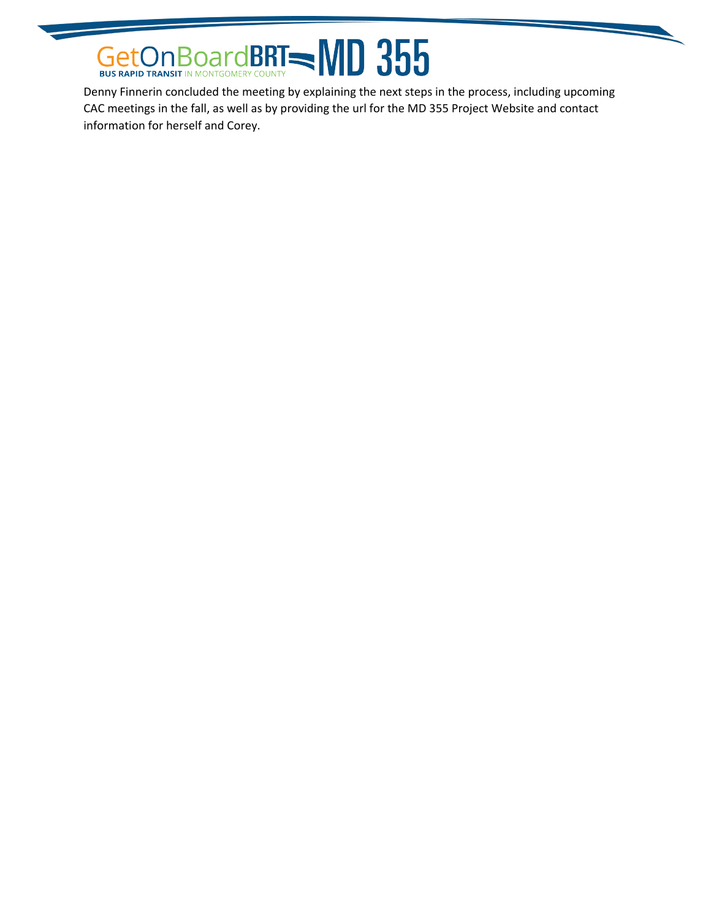Denny Finnerin concluded the meeting by explaining the next steps in the process, including upcoming CAC meetings in the fall, as well as by providing the url for the MD 355 Project Website and contact information for herself and Corey.